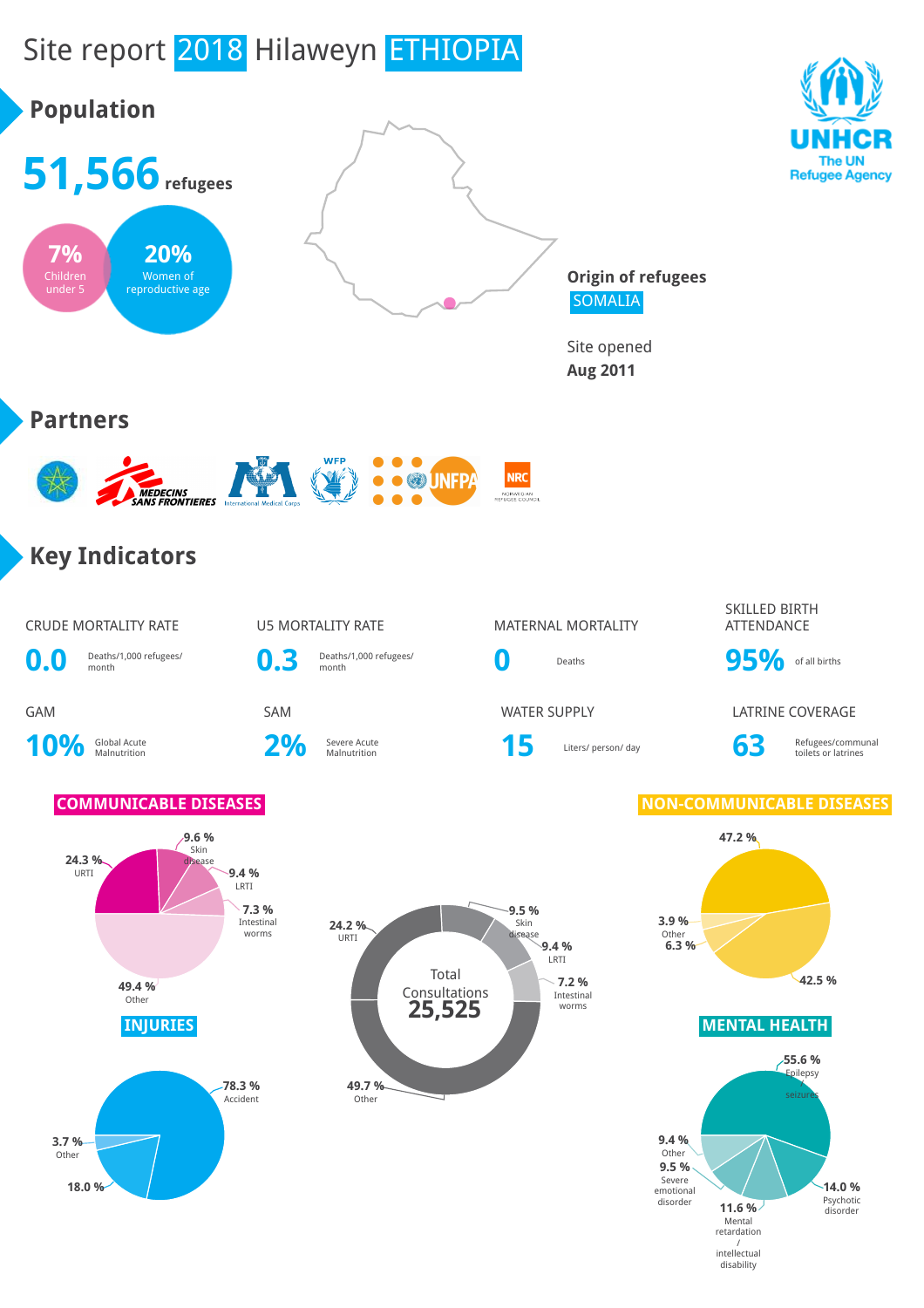# Site report 2018 Hilaweyn ETHIOPIA

UNHCR
The UN Refugee Agency

## Population

**51,566** refugees

7% Children under 5

20% Women of reproductive age

Origin of refugees
SOMALIA

Site opened
**Aug 2011**

## Partners

MEDECINS SANS FRONTIERES

International Medical Corps

WFP

UNFPA

NRC NORWEGIAN REFUGEE COUNCIL

## Key Indicators

CRUDE MORTALITY RATE
**0.0** Deaths/1,000 refugees/ month

U5 MORTALITY RATE
**0.3** Deaths/1,000 refugees/ month

MATERNAL MORTALITY
**0** Deaths

SKILLED BIRTH ATTENDANCE
**95%** of all births

GAM
**10%** Global Acute Malnutrition

SAM
**2%** Severe Acute Malnutrition

WATER SUPPLY
**15** Liters/ person/ day

LATRINE COVERAGE
**63** Refugees/communal toilets or latrines

### COMMUNICABLE DISEASES

24.3 % URTI
9.6 % Skin disease
9.4 % LRTI
7.3 % Intestinal worms
49.4 % Other

24.2 % URTI
9.5 % Skin disease
9.4 % LRTI
7.2 % Intestinal worms
49.7 % Other

Total Consultations
**25,525**

### NON-COMMUNICABLE DISEASES

47.2 %
3.9 % Other
6.3 %
42.5 %

### INJURIES

78.3 % Accident
3.7 % Other
18.0 %

### MENTAL HEALTH

55.6 % Epilepsy seizures
9.4 % Other
9.5 % Severe emotional disorder
11.6 % Mental retardation / intellectual disability
14.0 % Psychotic disorder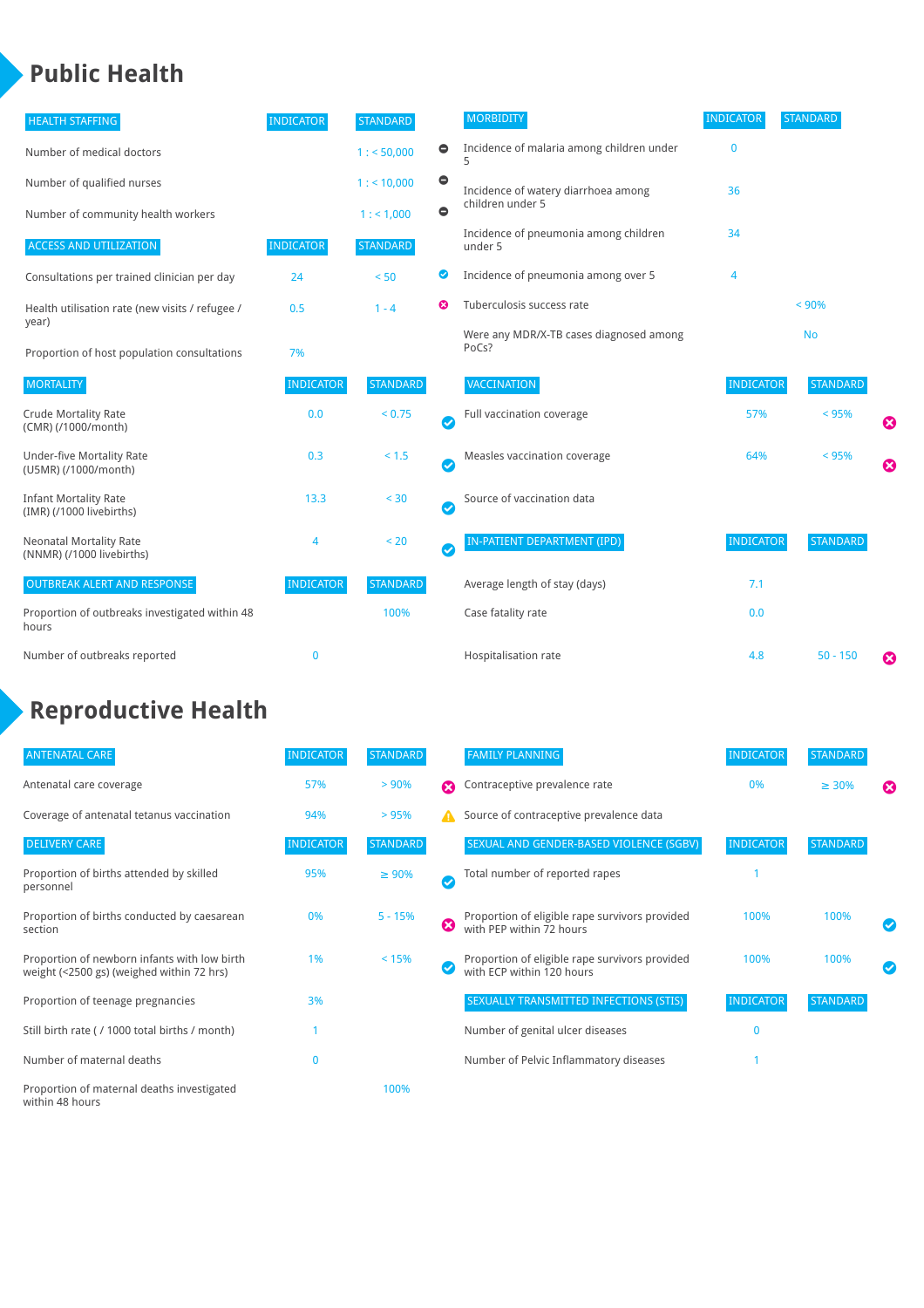# Public Health

| HEALTH STAFFING | INDICATOR | STANDARD | |
|---|---|---|---|
| Number of medical doctors | | 1 : < 50,000 | ⊖ |
| Number of qualified nurses | | 1 : < 10,000 | ⊖ |
| Number of community health workers | | 1 : < 1,000 | ⊖ |

| ACCESS AND UTILIZATION | INDICATOR | STANDARD | |
|---|---|---|---|
| Consultations per trained clinician per day | 24 | < 50 | ✔ |
| Health utilisation rate (new visits / refugee / year) | 0.5 | 1 - 4 | ✖ |
| Proportion of host population consultations | 7% | | |

| MORTALITY | INDICATOR | STANDARD | |
|---|---|---|---|
| Crude Mortality Rate (CMR) (/1000/month) | 0.0 | < 0.75 | ✔ |
| Under-five Mortality Rate (U5MR) (/1000/month) | 0.3 | < 1.5 | ✔ |
| Infant Mortality Rate (IMR) (/1000 livebirths) | 13.3 | < 30 | ✔ |
| Neonatal Mortality Rate (NNMR) (/1000 livebirths) | 4 | < 20 | ✔ |

| OUTBREAK ALERT AND RESPONSE | INDICATOR | STANDARD |
|---|---|---|
| Proportion of outbreaks investigated within 48 hours | | 100% |
| Number of outbreaks reported | 0 | |

| MORBIDITY | INDICATOR | STANDARD |
|---|---|---|
| Incidence of malaria among children under 5 | 0 | |
| Incidence of watery diarrhoea among children under 5 | 36 | |
| Incidence of pneumonia among children under 5 | 34 | |
| Incidence of pneumonia among over 5 | 4 | |
| Tuberculosis success rate | | < 90% |
| Were any MDR/X-TB cases diagnosed among PoCs? | | No |

| VACCINATION | INDICATOR | STANDARD | |
|---|---|---|---|
| Full vaccination coverage | 57% | < 95% | ✖ |
| Measles vaccination coverage | 64% | < 95% | ✖ |
| Source of vaccination data | | | |

| IN-PATIENT DEPARTMENT (IPD) | INDICATOR | STANDARD | |
|---|---|---|---|
| Average length of stay (days) | 7.1 | | |
| Case fatality rate | 0.0 | | |
| Hospitalisation rate | 4.8 | 50 - 150 | ✖ |

# Reproductive Health

| ANTENATAL CARE | INDICATOR | STANDARD | |
|---|---|---|---|
| Antenatal care coverage | 57% | > 90% | ✖ |
| Coverage of antenatal tetanus vaccination | 94% | > 95% | ⚠ |

| DELIVERY CARE | INDICATOR | STANDARD | |
|---|---|---|---|
| Proportion of births attended by skilled personnel | 95% | ≥ 90% | ✔ |
| Proportion of births conducted by caesarean section | 0% | 5 - 15% | ✖ |
| Proportion of newborn infants with low birth weight (<2500 gs) (weighed within 72 hrs) | 1% | < 15% | ✔ |
| Proportion of teenage pregnancies | 3% | | |
| Still birth rate ( / 1000 total births / month) | 1 | | |
| Number of maternal deaths | 0 | | |
| Proportion of maternal deaths investigated within 48 hours | | 100% | |

| FAMILY PLANNING | INDICATOR | STANDARD | |
|---|---|---|---|
| Contraceptive prevalence rate | 0% | ≥ 30% | ✖ |
| Source of contraceptive prevalence data | | | |

| SEXUAL AND GENDER-BASED VIOLENCE (SGBV) | INDICATOR | STANDARD | |
|---|---|---|---|
| Total number of reported rapes | 1 | | |
| Proportion of eligible rape survivors provided with PEP within 72 hours | 100% | 100% | ✔ |
| Proportion of eligible rape survivors provided with ECP within 120 hours | 100% | 100% | ✔ |

| SEXUALLY TRANSMITTED INFECTIONS (STIS) | INDICATOR | STANDARD |
|---|---|---|
| Number of genital ulcer diseases | 0 | |
| Number of Pelvic Inflammatory diseases | 1 | |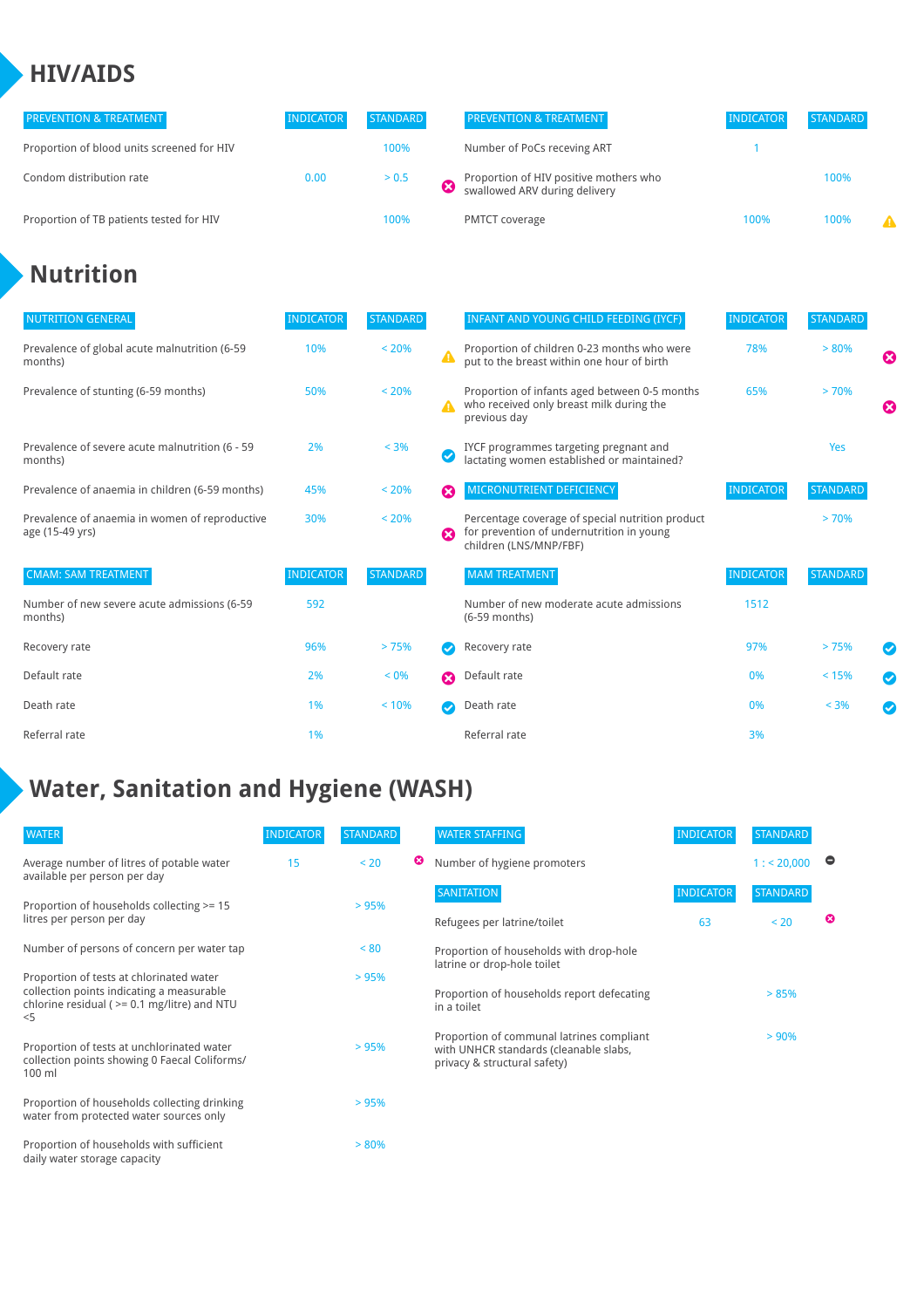# HIV/AIDS

| PREVENTION & TREATMENT | INDICATOR | STANDARD | |
|---|---|---|---|
| Proportion of blood units screened for HIV | | 100% | |
| Condom distribution rate | 0.00 | > 0.5 | ✖ |
| Proportion of TB patients tested for HIV | | 100% | |

| PREVENTION & TREATMENT | INDICATOR | STANDARD | |
|---|---|---|---|
| Number of PoCs receving ART | 1 | | |
| Proportion of HIV positive mothers who swallowed ARV during delivery | | 100% | |
| PMTCT coverage | 100% | 100% | ⚠ |

# Nutrition

| NUTRITION GENERAL | INDICATOR | STANDARD | |
|---|---|---|---|
| Prevalence of global acute malnutrition (6-59 months) | 10% | < 20% | ⚠ |
| Prevalence of stunting (6-59 months) | 50% | < 20% | ⚠ |
| Prevalence of severe acute malnutrition (6 - 59 months) | 2% | < 3% | ✔ |
| Prevalence of anaemia in children (6-59 months) | 45% | < 20% | ✖ |
| Prevalence of anaemia in women of reproductive age (15-49 yrs) | 30% | < 20% | ✖ |

| INFANT AND YOUNG CHILD FEEDING (IYCF) | INDICATOR | STANDARD | |
|---|---|---|---|
| Proportion of children 0-23 months who were put to the breast within one hour of birth | 78% | > 80% | ✖ |
| Proportion of infants aged between 0-5 months who received only breast milk during the previous day | 65% | > 70% | ✖ |
| IYCF programmes targeting pregnant and lactating women established or maintained? | | Yes | |

| MICRONUTRIENT DEFICIENCY | INDICATOR | STANDARD | |
|---|---|---|---|
| Percentage coverage of special nutrition product for prevention of undernutrition in young children (LNS/MNP/FBF) | | > 70% | |

| CMAM: SAM TREATMENT | INDICATOR | STANDARD | |
|---|---|---|---|
| Number of new severe acute admissions (6-59 months) | 592 | | |
| Recovery rate | 96% | > 75% | ✔ |
| Default rate | 2% | < 0% | ✖ |
| Death rate | 1% | < 10% | ✔ |
| Referral rate | 1% | | |

| MAM TREATMENT | INDICATOR | STANDARD | |
|---|---|---|---|
| Number of new moderate acute admissions (6-59 months) | 1512 | | |
| Recovery rate | 97% | > 75% | ✔ |
| Default rate | 0% | < 15% | ✔ |
| Death rate | 0% | < 3% | ✔ |
| Referral rate | 3% | | |

# Water, Sanitation and Hygiene (WASH)

| WATER | INDICATOR | STANDARD | |
|---|---|---|---|
| Average number of litres of potable water available per person per day | 15 | < 20 | ✖ |
| Proportion of households collecting >= 15 litres per person per day | | > 95% | |
| Number of persons of concern per water tap | | < 80 | |
| Proportion of tests at chlorinated water collection points indicating a measurable chlorine residual ( >= 0.1 mg/litre) and NTU <5 | | > 95% | |
| Proportion of tests at unchlorinated water collection points showing 0 Faecal Coliforms/ 100 ml | | > 95% | |
| Proportion of households collecting drinking water from protected water sources only | | > 95% | |
| Proportion of households with sufficient daily water storage capacity | | > 80% | |

| WATER STAFFING | INDICATOR | STANDARD | |
|---|---|---|---|
| Number of hygiene promoters | | 1 : < 20,000 | ● |

| SANITATION | INDICATOR | STANDARD | |
|---|---|---|---|
| Refugees per latrine/toilet | 63 | < 20 | ✖ |
| Proportion of households with drop-hole latrine or drop-hole toilet | | | |
| Proportion of households report defecating in a toilet | | > 85% | |
| Proportion of communal latrines compliant with UNHCR standards (cleanable slabs, privacy & structural safety) | | > 90% | |